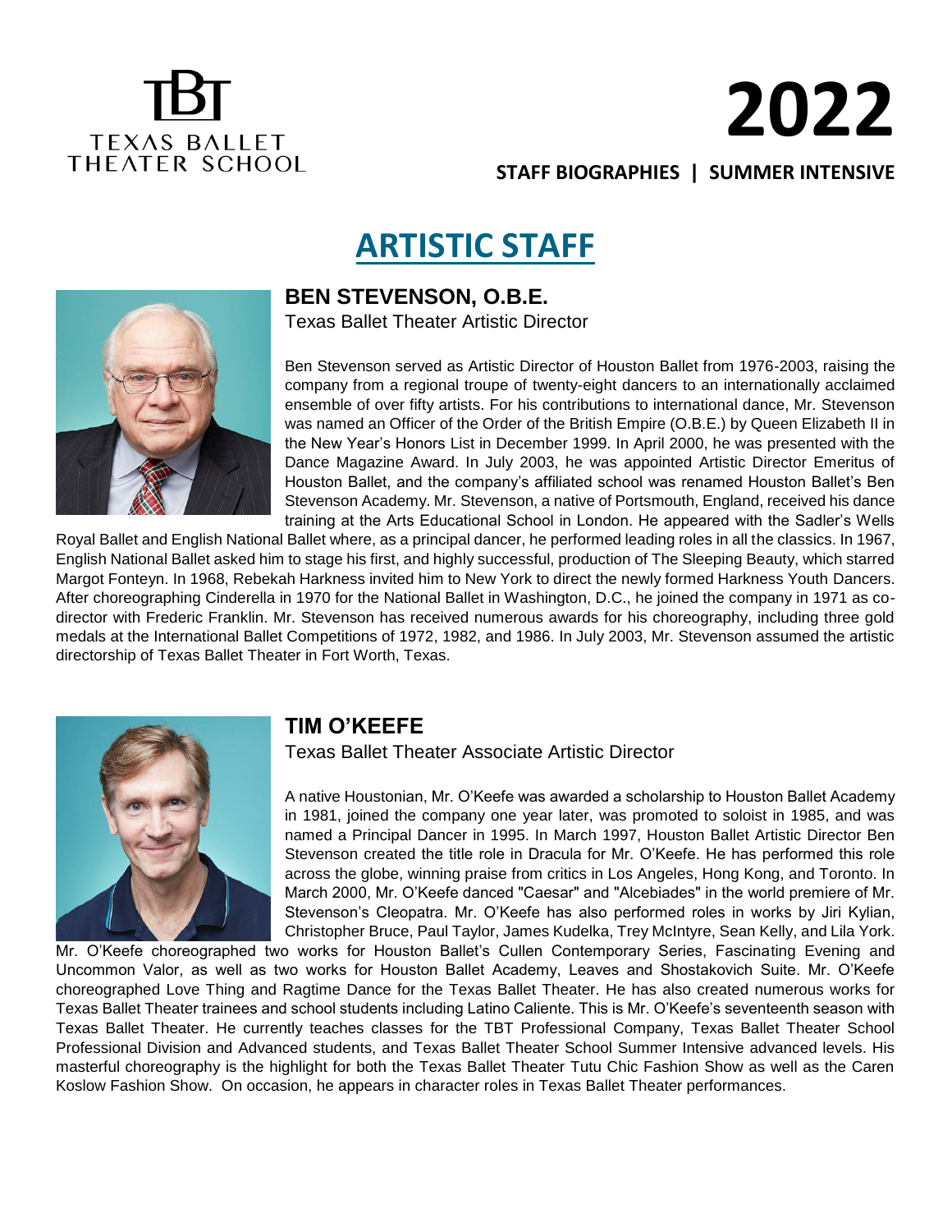TEXAS BALLET THEATER SCHOOL

# 2022

**STAFF BIOGRAPHIES | SUMMER INTENSIVE**

## ARTISTIC STAFF

### BEN STEVENSON, O.B.E.

Texas Ballet Theater Artistic Director

Ben Stevenson served as Artistic Director of Houston Ballet from 1976-2003, raising the company from a regional troupe of twenty-eight dancers to an internationally acclaimed ensemble of over fifty artists. For his contributions to international dance, Mr. Stevenson was named an Officer of the Order of the British Empire (O.B.E.) by Queen Elizabeth II in the New Year's Honors List in December 1999. In April 2000, he was presented with the Dance Magazine Award. In July 2003, he was appointed Artistic Director Emeritus of Houston Ballet, and the company's affiliated school was renamed Houston Ballet's Ben Stevenson Academy. Mr. Stevenson, a native of Portsmouth, England, received his dance training at the Arts Educational School in London. He appeared with the Sadler's Wells Royal Ballet and English National Ballet where, as a principal dancer, he performed leading roles in all the classics. In 1967, English National Ballet asked him to stage his first, and highly successful, production of The Sleeping Beauty, which starred Margot Fonteyn. In 1968, Rebekah Harkness invited him to New York to direct the newly formed Harkness Youth Dancers. After choreographing Cinderella in 1970 for the National Ballet in Washington, D.C., he joined the company in 1971 as co-director with Frederic Franklin. Mr. Stevenson has received numerous awards for his choreography, including three gold medals at the International Ballet Competitions of 1972, 1982, and 1986. In July 2003, Mr. Stevenson assumed the artistic directorship of Texas Ballet Theater in Fort Worth, Texas.

### TIM O'KEEFE

Texas Ballet Theater Associate Artistic Director

A native Houstonian, Mr. O'Keefe was awarded a scholarship to Houston Ballet Academy in 1981, joined the company one year later, was promoted to soloist in 1985, and was named a Principal Dancer in 1995. In March 1997, Houston Ballet Artistic Director Ben Stevenson created the title role in Dracula for Mr. O'Keefe. He has performed this role across the globe, winning praise from critics in Los Angeles, Hong Kong, and Toronto. In March 2000, Mr. O'Keefe danced "Caesar" and "Alcebiades" in the world premiere of Mr. Stevenson's Cleopatra. Mr. O'Keefe has also performed roles in works by Jiri Kylian, Christopher Bruce, Paul Taylor, James Kudelka, Trey McIntyre, Sean Kelly, and Lila York. Mr. O'Keefe choreographed two works for Houston Ballet's Cullen Contemporary Series, Fascinating Evening and Uncommon Valor, as well as two works for Houston Ballet Academy, Leaves and Shostakovich Suite. Mr. O'Keefe choreographed Love Thing and Ragtime Dance for the Texas Ballet Theater. He has also created numerous works for Texas Ballet Theater trainees and school students including Latino Caliente. This is Mr. O'Keefe's seventeenth season with Texas Ballet Theater. He currently teaches classes for the TBT Professional Company, Texas Ballet Theater School Professional Division and Advanced students, and Texas Ballet Theater School Summer Intensive advanced levels. His masterful choreography is the highlight for both the Texas Ballet Theater Tutu Chic Fashion Show as well as the Caren Koslow Fashion Show. On occasion, he appears in character roles in Texas Ballet Theater performances.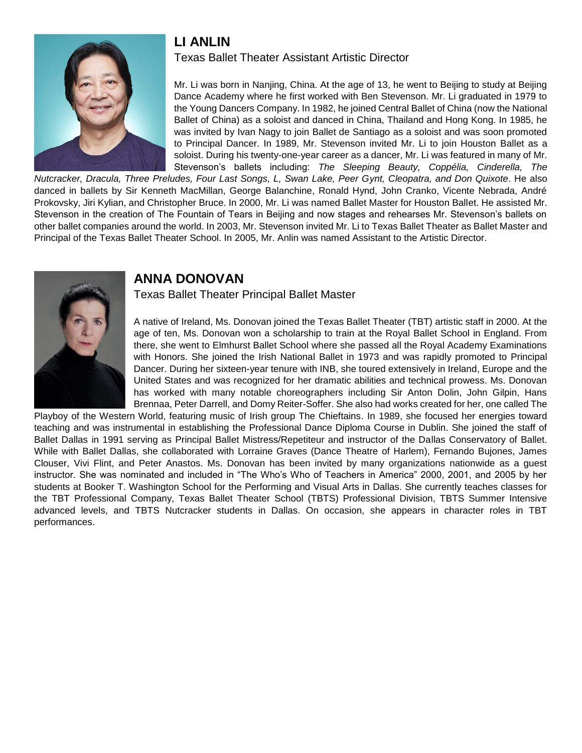## LI ANLIN

Texas Ballet Theater Assistant Artistic Director

Mr. Li was born in Nanjing, China. At the age of 13, he went to Beijing to study at Beijing Dance Academy where he first worked with Ben Stevenson. Mr. Li graduated in 1979 to the Young Dancers Company. In 1982, he joined Central Ballet of China (now the National Ballet of China) as a soloist and danced in China, Thailand and Hong Kong. In 1985, he was invited by Ivan Nagy to join Ballet de Santiago as a soloist and was soon promoted to Principal Dancer. In 1989, Mr. Stevenson invited Mr. Li to join Houston Ballet as a soloist. During his twenty-one-year career as a dancer, Mr. Li was featured in many of Mr. Stevenson's ballets including: *The Sleeping Beauty, Coppélia, Cinderella, The Nutcracker, Dracula, Three Preludes, Four Last Songs, L, Swan Lake, Peer Gynt, Cleopatra, and Don Quixote*. He also danced in ballets by Sir Kenneth MacMillan, George Balanchine, Ronald Hynd, John Cranko, Vicente Nebrada, André Prokovsky, Jiri Kylian, and Christopher Bruce. In 2000, Mr. Li was named Ballet Master for Houston Ballet. He assisted Mr. Stevenson in the creation of The Fountain of Tears in Beijing and now stages and rehearses Mr. Stevenson's ballets on other ballet companies around the world. In 2003, Mr. Stevenson invited Mr. Li to Texas Ballet Theater as Ballet Master and Principal of the Texas Ballet Theater School. In 2005, Mr. Anlin was named Assistant to the Artistic Director.

## ANNA DONOVAN

Texas Ballet Theater Principal Ballet Master

A native of Ireland, Ms. Donovan joined the Texas Ballet Theater (TBT) artistic staff in 2000. At the age of ten, Ms. Donovan won a scholarship to train at the Royal Ballet School in England. From there, she went to Elmhurst Ballet School where she passed all the Royal Academy Examinations with Honors. She joined the Irish National Ballet in 1973 and was rapidly promoted to Principal Dancer. During her sixteen-year tenure with INB, she toured extensively in Ireland, Europe and the United States and was recognized for her dramatic abilities and technical prowess. Ms. Donovan has worked with many notable choreographers including Sir Anton Dolin, John Gilpin, Hans Brennaa, Peter Darrell, and Domy Reiter-Soffer. She also had works created for her, one called The Playboy of the Western World, featuring music of Irish group The Chieftains. In 1989, she focused her energies toward teaching and was instrumental in establishing the Professional Dance Diploma Course in Dublin. She joined the staff of Ballet Dallas in 1991 serving as Principal Ballet Mistress/Repetiteur and instructor of the Dallas Conservatory of Ballet. While with Ballet Dallas, she collaborated with Lorraine Graves (Dance Theatre of Harlem), Fernando Bujones, James Clouser, Vivi Flint, and Peter Anastos. Ms. Donovan has been invited by many organizations nationwide as a guest instructor. She was nominated and included in "The Who's Who of Teachers in America" 2000, 2001, and 2005 by her students at Booker T. Washington School for the Performing and Visual Arts in Dallas. She currently teaches classes for the TBT Professional Company, Texas Ballet Theater School (TBTS) Professional Division, TBTS Summer Intensive advanced levels, and TBTS Nutcracker students in Dallas. On occasion, she appears in character roles in TBT performances.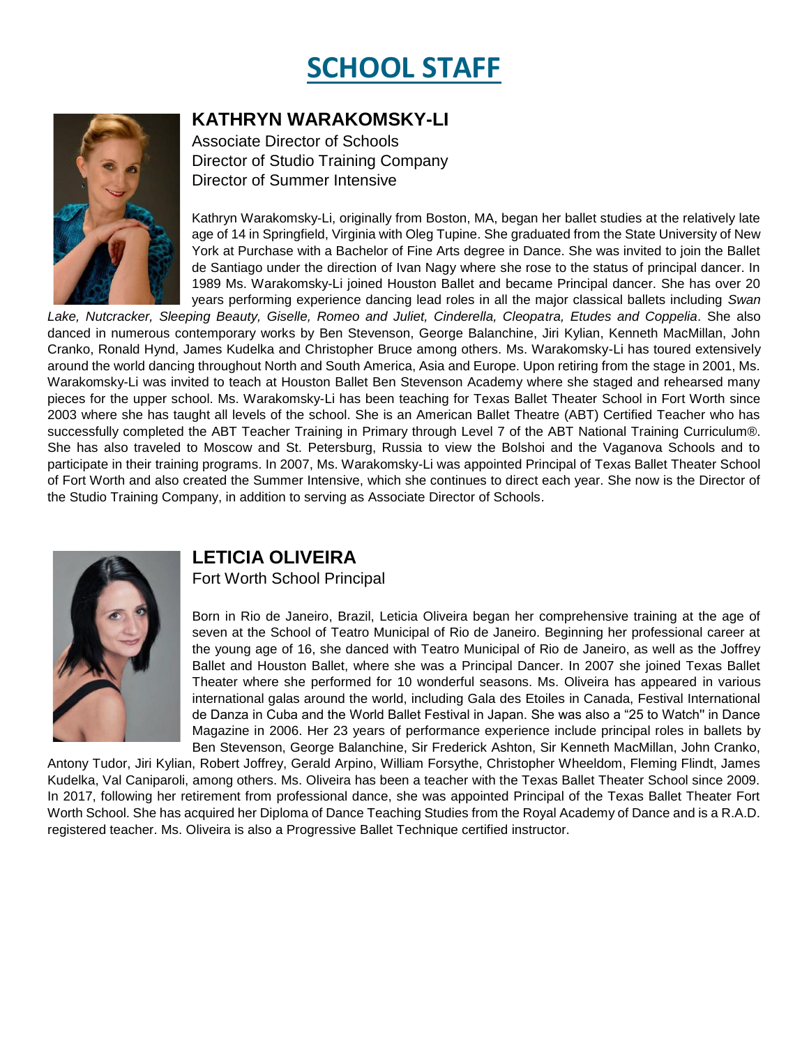# SCHOOL STAFF

## KATHRYN WARAKOMSKY-LI

Associate Director of Schools
Director of Studio Training Company
Director of Summer Intensive

Kathryn Warakomsky-Li, originally from Boston, MA, began her ballet studies at the relatively late age of 14 in Springfield, Virginia with Oleg Tupine. She graduated from the State University of New York at Purchase with a Bachelor of Fine Arts degree in Dance. She was invited to join the Ballet de Santiago under the direction of Ivan Nagy where she rose to the status of principal dancer. In 1989 Ms. Warakomsky-Li joined Houston Ballet and became Principal dancer. She has over 20 years performing experience dancing lead roles in all the major classical ballets including *Swan Lake, Nutcracker, Sleeping Beauty, Giselle, Romeo and Juliet, Cinderella, Cleopatra, Etudes and Coppelia*. She also danced in numerous contemporary works by Ben Stevenson, George Balanchine, Jiri Kylian, Kenneth MacMillan, John Cranko, Ronald Hynd, James Kudelka and Christopher Bruce among others. Ms. Warakomsky-Li has toured extensively around the world dancing throughout North and South America, Asia and Europe. Upon retiring from the stage in 2001, Ms. Warakomsky-Li was invited to teach at Houston Ballet Ben Stevenson Academy where she staged and rehearsed many pieces for the upper school. Ms. Warakomsky-Li has been teaching for Texas Ballet Theater School in Fort Worth since 2003 where she has taught all levels of the school. She is an American Ballet Theatre (ABT) Certified Teacher who has successfully completed the ABT Teacher Training in Primary through Level 7 of the ABT National Training Curriculum®. She has also traveled to Moscow and St. Petersburg, Russia to view the Bolshoi and the Vaganova Schools and to participate in their training programs. In 2007, Ms. Warakomsky-Li was appointed Principal of Texas Ballet Theater School of Fort Worth and also created the Summer Intensive, which she continues to direct each year. She now is the Director of the Studio Training Company, in addition to serving as Associate Director of Schools.

## LETICIA OLIVEIRA

Fort Worth School Principal

Born in Rio de Janeiro, Brazil, Leticia Oliveira began her comprehensive training at the age of seven at the School of Teatro Municipal of Rio de Janeiro. Beginning her professional career at the young age of 16, she danced with Teatro Municipal of Rio de Janeiro, as well as the Joffrey Ballet and Houston Ballet, where she was a Principal Dancer. In 2007 she joined Texas Ballet Theater where she performed for 10 wonderful seasons. Ms. Oliveira has appeared in various international galas around the world, including Gala des Etoiles in Canada, Festival International de Danza in Cuba and the World Ballet Festival in Japan. She was also a "25 to Watch" in Dance Magazine in 2006. Her 23 years of performance experience include principal roles in ballets by Ben Stevenson, George Balanchine, Sir Frederick Ashton, Sir Kenneth MacMillan, John Cranko, Antony Tudor, Jiri Kylian, Robert Joffrey, Gerald Arpino, William Forsythe, Christopher Wheeldom, Fleming Flindt, James Kudelka, Val Caniparoli, among others. Ms. Oliveira has been a teacher with the Texas Ballet Theater School since 2009. In 2017, following her retirement from professional dance, she was appointed Principal of the Texas Ballet Theater Fort Worth School. She has acquired her Diploma of Dance Teaching Studies from the Royal Academy of Dance and is a R.A.D. registered teacher. Ms. Oliveira is also a Progressive Ballet Technique certified instructor.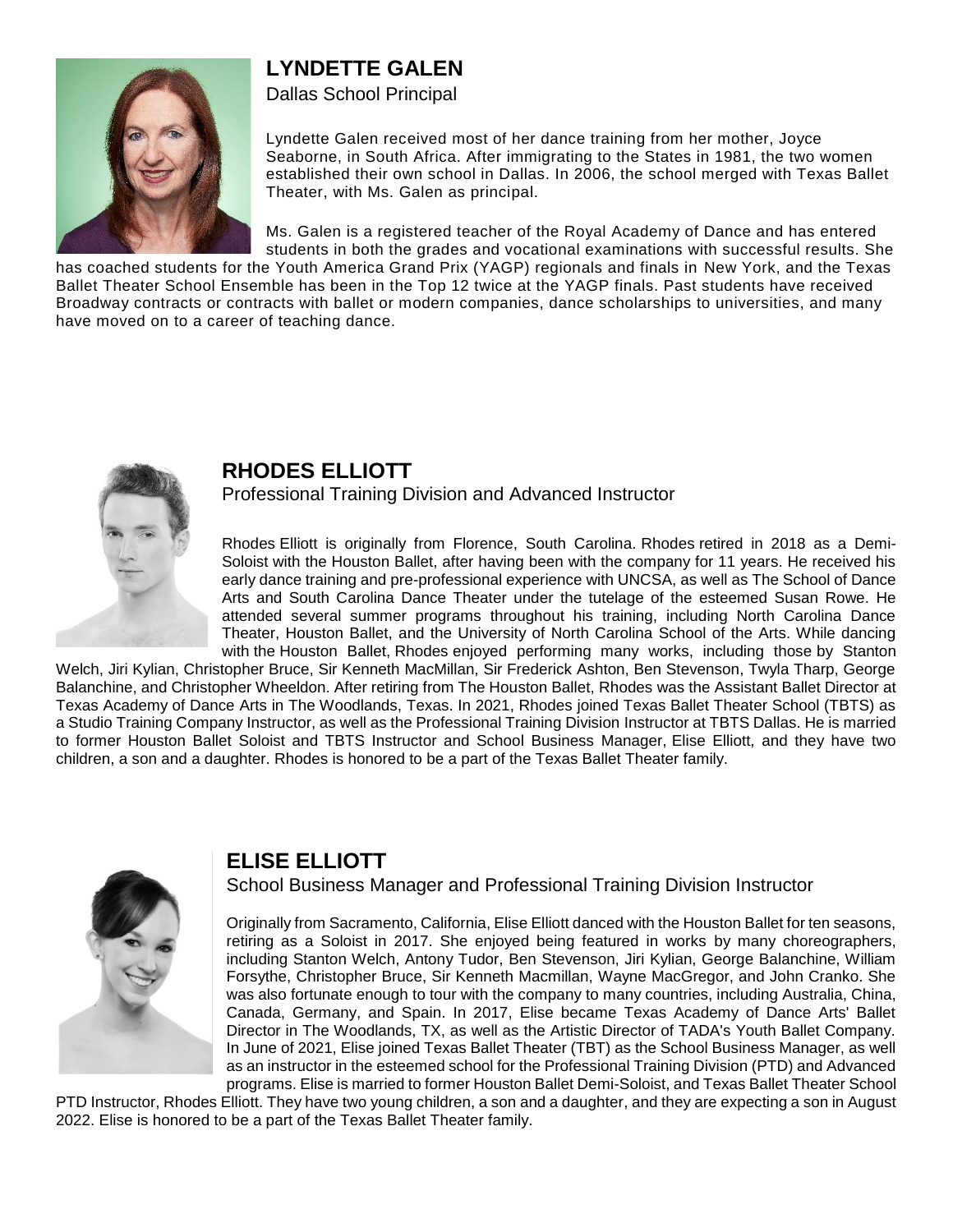## LYNDETTE GALEN

Dallas School Principal

Lyndette Galen received most of her dance training from her mother, Joyce Seaborne, in South Africa. After immigrating to the States in 1981, the two women established their own school in Dallas. In 2006, the school merged with Texas Ballet Theater, with Ms. Galen as principal.

Ms. Galen is a registered teacher of the Royal Academy of Dance and has entered students in both the grades and vocational examinations with successful results. She has coached students for the Youth America Grand Prix (YAGP) regionals and finals in New York, and the Texas Ballet Theater School Ensemble has been in the Top 12 twice at the YAGP finals. Past students have received Broadway contracts or contracts with ballet or modern companies, dance scholarships to universities, and many have moved on to a career of teaching dance.

## RHODES ELLIOTT

Professional Training Division and Advanced Instructor

Rhodes Elliott is originally from Florence, South Carolina. Rhodes retired in 2018 as a Demi-Soloist with the Houston Ballet, after having been with the company for 11 years. He received his early dance training and pre-professional experience with UNCSA, as well as The School of Dance Arts and South Carolina Dance Theater under the tutelage of the esteemed Susan Rowe. He attended several summer programs throughout his training, including North Carolina Dance Theater, Houston Ballet, and the University of North Carolina School of the Arts. While dancing with the Houston Ballet, Rhodes enjoyed performing many works, including those by Stanton Welch, Jiri Kylian, Christopher Bruce, Sir Kenneth MacMillan, Sir Frederick Ashton, Ben Stevenson, Twyla Tharp, George Balanchine, and Christopher Wheeldon. After retiring from The Houston Ballet, Rhodes was the Assistant Ballet Director at Texas Academy of Dance Arts in The Woodlands, Texas. In 2021, Rhodes joined Texas Ballet Theater School (TBTS) as a Studio Training Company Instructor, as well as the Professional Training Division Instructor at TBTS Dallas. He is married to former Houston Ballet Soloist and TBTS Instructor and School Business Manager, Elise Elliott, and they have two children, a son and a daughter. Rhodes is honored to be a part of the Texas Ballet Theater family.

## ELISE ELLIOTT

School Business Manager and Professional Training Division Instructor

Originally from Sacramento, California, Elise Elliott danced with the Houston Ballet for ten seasons, retiring as a Soloist in 2017. She enjoyed being featured in works by many choreographers, including Stanton Welch, Antony Tudor, Ben Stevenson, Jiri Kylian, George Balanchine, William Forsythe, Christopher Bruce, Sir Kenneth Macmillan, Wayne MacGregor, and John Cranko. She was also fortunate enough to tour with the company to many countries, including Australia, China, Canada, Germany, and Spain. In 2017, Elise became Texas Academy of Dance Arts' Ballet Director in The Woodlands, TX, as well as the Artistic Director of TADA's Youth Ballet Company. In June of 2021, Elise joined Texas Ballet Theater (TBT) as the School Business Manager, as well as an instructor in the esteemed school for the Professional Training Division (PTD) and Advanced programs. Elise is married to former Houston Ballet Demi-Soloist, and Texas Ballet Theater School PTD Instructor, Rhodes Elliott. They have two young children, a son and a daughter, and they are expecting a son in August 2022. Elise is honored to be a part of the Texas Ballet Theater family.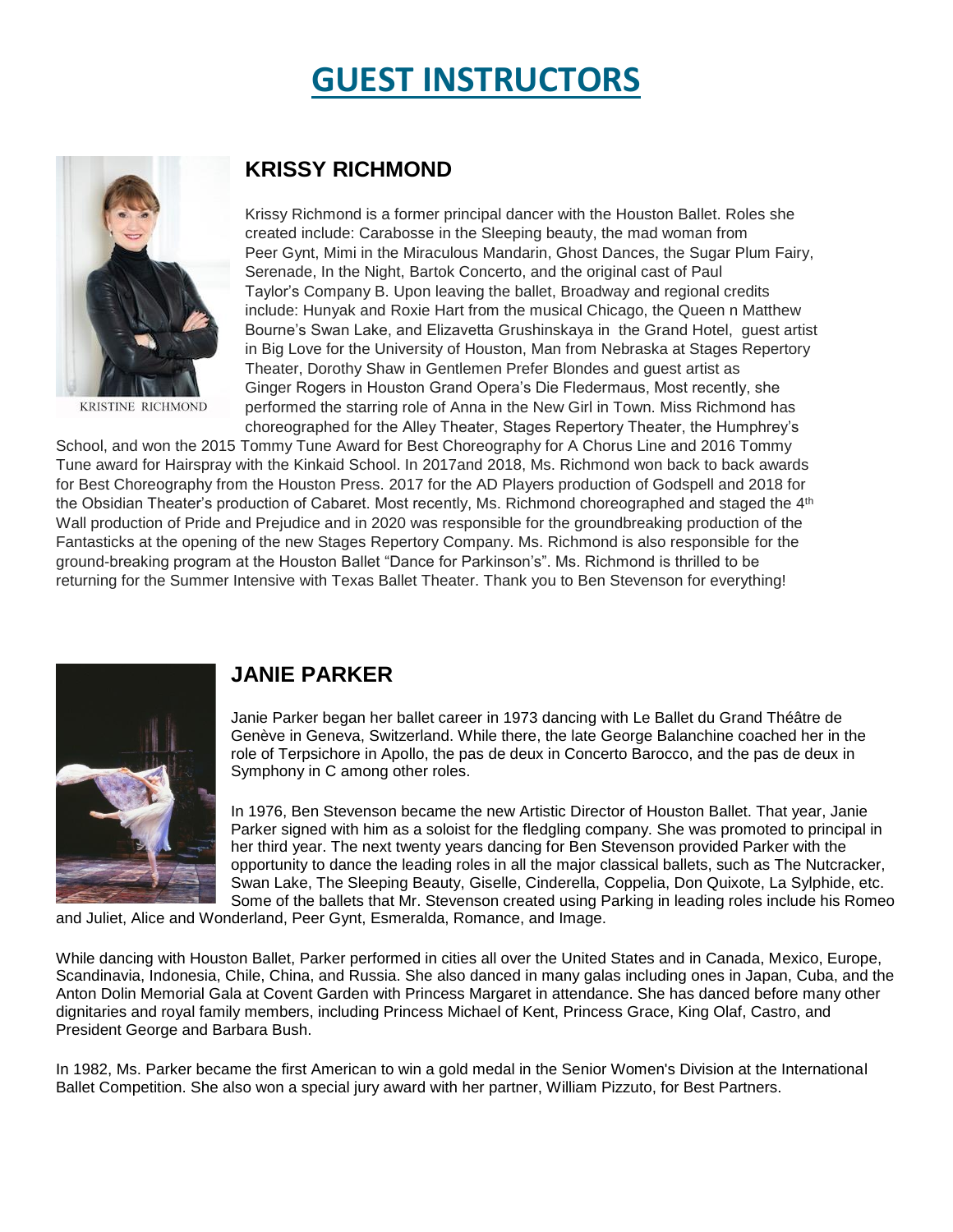# GUEST INSTRUCTORS

KRISTINE RICHMOND

## KRISSY RICHMOND

Krissy Richmond is a former principal dancer with the Houston Ballet. Roles she created include: Carabosse in the Sleeping beauty, the mad woman from Peer Gynt, Mimi in the Miraculous Mandarin, Ghost Dances, the Sugar Plum Fairy, Serenade, In the Night, Bartok Concerto, and the original cast of Paul Taylor's Company B. Upon leaving the ballet, Broadway and regional credits include: Hunyak and Roxie Hart from the musical Chicago, the Queen n Matthew Bourne's Swan Lake, and Elizavetta Grushinskaya in the Grand Hotel, guest artist in Big Love for the University of Houston, Man from Nebraska at Stages Repertory Theater, Dorothy Shaw in Gentlemen Prefer Blondes and guest artist as Ginger Rogers in Houston Grand Opera's Die Fledermaus, Most recently, she performed the starring role of Anna in the New Girl in Town. Miss Richmond has choreographed for the Alley Theater, Stages Repertory Theater, the Humphrey's School, and won the 2015 Tommy Tune Award for Best Choreography for A Chorus Line and 2016 Tommy Tune award for Hairspray with the Kinkaid School. In 2017and 2018, Ms. Richmond won back to back awards for Best Choreography from the Houston Press. 2017 for the AD Players production of Godspell and 2018 for the Obsidian Theater's production of Cabaret. Most recently, Ms. Richmond choreographed and staged the 4th Wall production of Pride and Prejudice and in 2020 was responsible for the groundbreaking production of the Fantasticks at the opening of the new Stages Repertory Company. Ms. Richmond is also responsible for the ground-breaking program at the Houston Ballet "Dance for Parkinson's". Ms. Richmond is thrilled to be returning for the Summer Intensive with Texas Ballet Theater. Thank you to Ben Stevenson for everything!

## JANIE PARKER

Janie Parker began her ballet career in 1973 dancing with Le Ballet du Grand Théâtre de Genève in Geneva, Switzerland. While there, the late George Balanchine coached her in the role of Terpsichore in Apollo, the pas de deux in Concerto Barocco, and the pas de deux in Symphony in C among other roles.

In 1976, Ben Stevenson became the new Artistic Director of Houston Ballet. That year, Janie Parker signed with him as a soloist for the fledgling company. She was promoted to principal in her third year. The next twenty years dancing for Ben Stevenson provided Parker with the opportunity to dance the leading roles in all the major classical ballets, such as The Nutcracker, Swan Lake, The Sleeping Beauty, Giselle, Cinderella, Coppelia, Don Quixote, La Sylphide, etc. Some of the ballets that Mr. Stevenson created using Parking in leading roles include his Romeo and Juliet, Alice and Wonderland, Peer Gynt, Esmeralda, Romance, and Image.

While dancing with Houston Ballet, Parker performed in cities all over the United States and in Canada, Mexico, Europe, Scandinavia, Indonesia, Chile, China, and Russia. She also danced in many galas including ones in Japan, Cuba, and the Anton Dolin Memorial Gala at Covent Garden with Princess Margaret in attendance. She has danced before many other dignitaries and royal family members, including Princess Michael of Kent, Princess Grace, King Olaf, Castro, and President George and Barbara Bush.

In 1982, Ms. Parker became the first American to win a gold medal in the Senior Women's Division at the International Ballet Competition. She also won a special jury award with her partner, William Pizzuto, for Best Partners.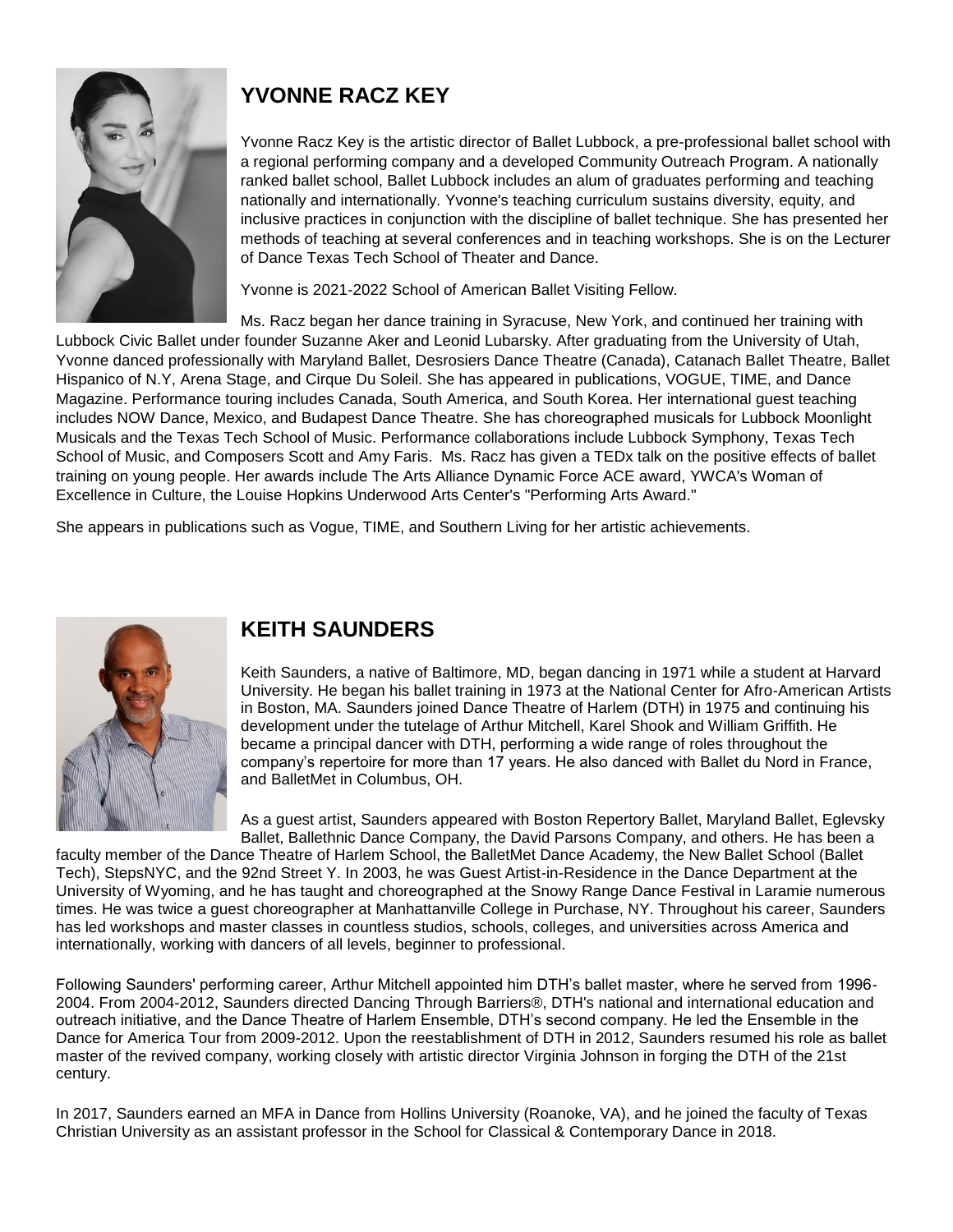## YVONNE RACZ KEY

Yvonne Racz Key is the artistic director of Ballet Lubbock, a pre-professional ballet school with a regional performing company and a developed Community Outreach Program. A nationally ranked ballet school, Ballet Lubbock includes an alum of graduates performing and teaching nationally and internationally. Yvonne's teaching curriculum sustains diversity, equity, and inclusive practices in conjunction with the discipline of ballet technique. She has presented her methods of teaching at several conferences and in teaching workshops. She is on the Lecturer of Dance Texas Tech School of Theater and Dance.

Yvonne is 2021-2022 School of American Ballet Visiting Fellow.

Ms. Racz began her dance training in Syracuse, New York, and continued her training with Lubbock Civic Ballet under founder Suzanne Aker and Leonid Lubarsky. After graduating from the University of Utah, Yvonne danced professionally with Maryland Ballet, Desrosiers Dance Theatre (Canada), Catanach Ballet Theatre, Ballet Hispanico of N.Y, Arena Stage, and Cirque Du Soleil. She has appeared in publications, VOGUE, TIME, and Dance Magazine. Performance touring includes Canada, South America, and South Korea. Her international guest teaching includes NOW Dance, Mexico, and Budapest Dance Theatre. She has choreographed musicals for Lubbock Moonlight Musicals and the Texas Tech School of Music. Performance collaborations include Lubbock Symphony, Texas Tech School of Music, and Composers Scott and Amy Faris. Ms. Racz has given a TEDx talk on the positive effects of ballet training on young people. Her awards include The Arts Alliance Dynamic Force ACE award, YWCA's Woman of Excellence in Culture, the Louise Hopkins Underwood Arts Center's "Performing Arts Award."

She appears in publications such as Vogue, TIME, and Southern Living for her artistic achievements.

## KEITH SAUNDERS

Keith Saunders, a native of Baltimore, MD, began dancing in 1971 while a student at Harvard University. He began his ballet training in 1973 at the National Center for Afro-American Artists in Boston, MA. Saunders joined Dance Theatre of Harlem (DTH) in 1975 and continuing his development under the tutelage of Arthur Mitchell, Karel Shook and William Griffith. He became a principal dancer with DTH, performing a wide range of roles throughout the company's repertoire for more than 17 years. He also danced with Ballet du Nord in France, and BalletMet in Columbus, OH.

As a guest artist, Saunders appeared with Boston Repertory Ballet, Maryland Ballet, Eglevsky Ballet, Ballethnic Dance Company, the David Parsons Company, and others. He has been a faculty member of the Dance Theatre of Harlem School, the BalletMet Dance Academy, the New Ballet School (Ballet Tech), StepsNYC, and the 92nd Street Y. In 2003, he was Guest Artist-in-Residence in the Dance Department at the University of Wyoming, and he has taught and choreographed at the Snowy Range Dance Festival in Laramie numerous times. He was twice a guest choreographer at Manhattanville College in Purchase, NY. Throughout his career, Saunders has led workshops and master classes in countless studios, schools, colleges, and universities across America and internationally, working with dancers of all levels, beginner to professional.

Following Saunders' performing career, Arthur Mitchell appointed him DTH's ballet master, where he served from 1996-2004. From 2004-2012, Saunders directed Dancing Through Barriers®, DTH's national and international education and outreach initiative, and the Dance Theatre of Harlem Ensemble, DTH's second company. He led the Ensemble in the Dance for America Tour from 2009-2012. Upon the reestablishment of DTH in 2012, Saunders resumed his role as ballet master of the revived company, working closely with artistic director Virginia Johnson in forging the DTH of the 21st century.

In 2017, Saunders earned an MFA in Dance from Hollins University (Roanoke, VA), and he joined the faculty of Texas Christian University as an assistant professor in the School for Classical & Contemporary Dance in 2018.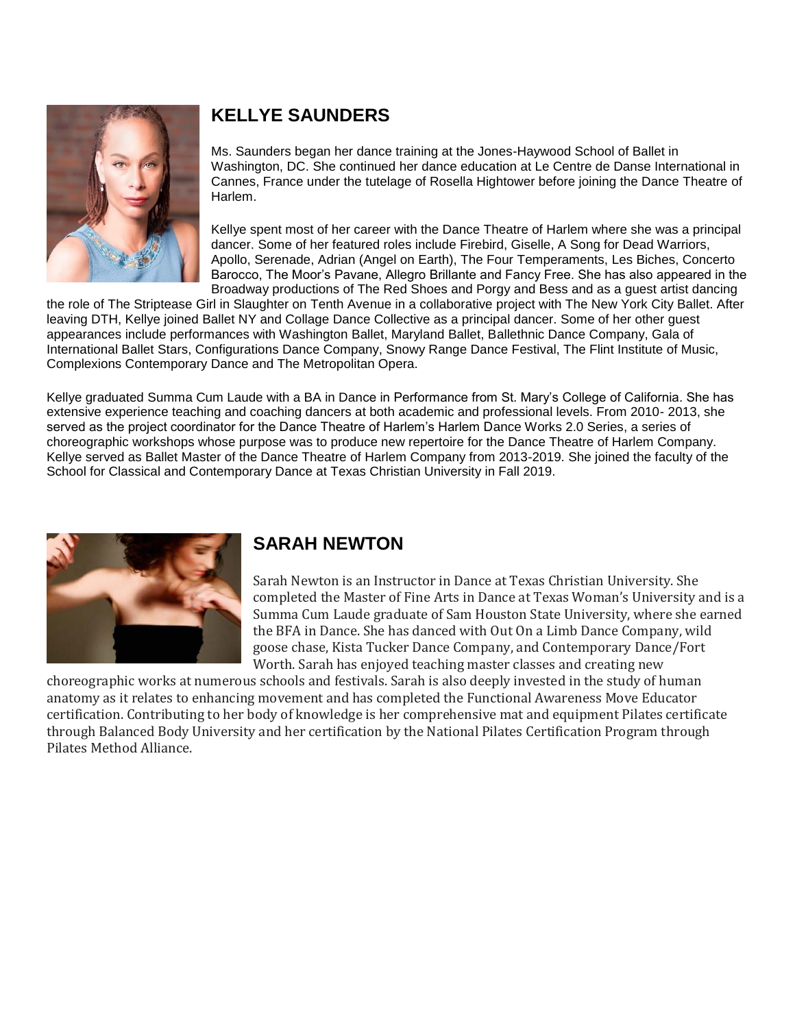## KELLYE SAUNDERS

Ms. Saunders began her dance training at the Jones-Haywood School of Ballet in Washington, DC. She continued her dance education at Le Centre de Danse International in Cannes, France under the tutelage of Rosella Hightower before joining the Dance Theatre of Harlem.

Kellye spent most of her career with the Dance Theatre of Harlem where she was a principal dancer. Some of her featured roles include Firebird, Giselle, A Song for Dead Warriors, Apollo, Serenade, Adrian (Angel on Earth), The Four Temperaments, Les Biches, Concerto Barocco, The Moor's Pavane, Allegro Brillante and Fancy Free. She has also appeared in the Broadway productions of The Red Shoes and Porgy and Bess and as a guest artist dancing the role of The Striptease Girl in Slaughter on Tenth Avenue in a collaborative project with The New York City Ballet. After leaving DTH, Kellye joined Ballet NY and Collage Dance Collective as a principal dancer. Some of her other guest appearances include performances with Washington Ballet, Maryland Ballet, Ballethnic Dance Company, Gala of International Ballet Stars, Configurations Dance Company, Snowy Range Dance Festival, The Flint Institute of Music, Complexions Contemporary Dance and The Metropolitan Opera.

Kellye graduated Summa Cum Laude with a BA in Dance in Performance from St. Mary's College of California. She has extensive experience teaching and coaching dancers at both academic and professional levels. From 2010- 2013, she served as the project coordinator for the Dance Theatre of Harlem's Harlem Dance Works 2.0 Series, a series of choreographic workshops whose purpose was to produce new repertoire for the Dance Theatre of Harlem Company. Kellye served as Ballet Master of the Dance Theatre of Harlem Company from 2013-2019. She joined the faculty of the School for Classical and Contemporary Dance at Texas Christian University in Fall 2019.

## SARAH NEWTON

Sarah Newton is an Instructor in Dance at Texas Christian University. She completed the Master of Fine Arts in Dance at Texas Woman's University and is a Summa Cum Laude graduate of Sam Houston State University, where she earned the BFA in Dance. She has danced with Out On a Limb Dance Company, wild goose chase, Kista Tucker Dance Company, and Contemporary Dance/Fort Worth. Sarah has enjoyed teaching master classes and creating new choreographic works at numerous schools and festivals. Sarah is also deeply invested in the study of human anatomy as it relates to enhancing movement and has completed the Functional Awareness Move Educator certification. Contributing to her body of knowledge is her comprehensive mat and equipment Pilates certificate through Balanced Body University and her certification by the National Pilates Certification Program through Pilates Method Alliance.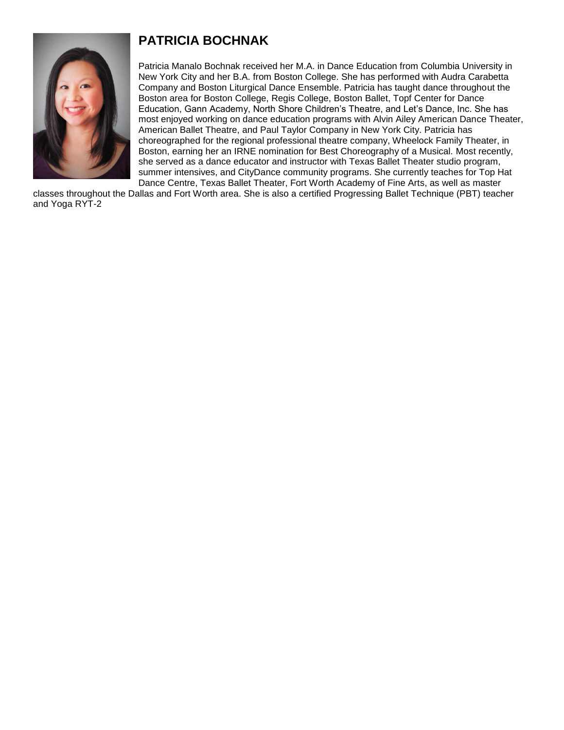## PATRICIA BOCHNAK

Patricia Manalo Bochnak received her M.A. in Dance Education from Columbia University in New York City and her B.A. from Boston College. She has performed with Audra Carabetta Company and Boston Liturgical Dance Ensemble. Patricia has taught dance throughout the Boston area for Boston College, Regis College, Boston Ballet, Topf Center for Dance Education, Gann Academy, North Shore Children's Theatre, and Let's Dance, Inc. She has most enjoyed working on dance education programs with Alvin Ailey American Dance Theater, American Ballet Theatre, and Paul Taylor Company in New York City. Patricia has choreographed for the regional professional theatre company, Wheelock Family Theater, in Boston, earning her an IRNE nomination for Best Choreography of a Musical. Most recently, she served as a dance educator and instructor with Texas Ballet Theater studio program, summer intensives, and CityDance community programs. She currently teaches for Top Hat Dance Centre, Texas Ballet Theater, Fort Worth Academy of Fine Arts, as well as master classes throughout the Dallas and Fort Worth area. She is also a certified Progressing Ballet Technique (PBT) teacher and Yoga RYT-2